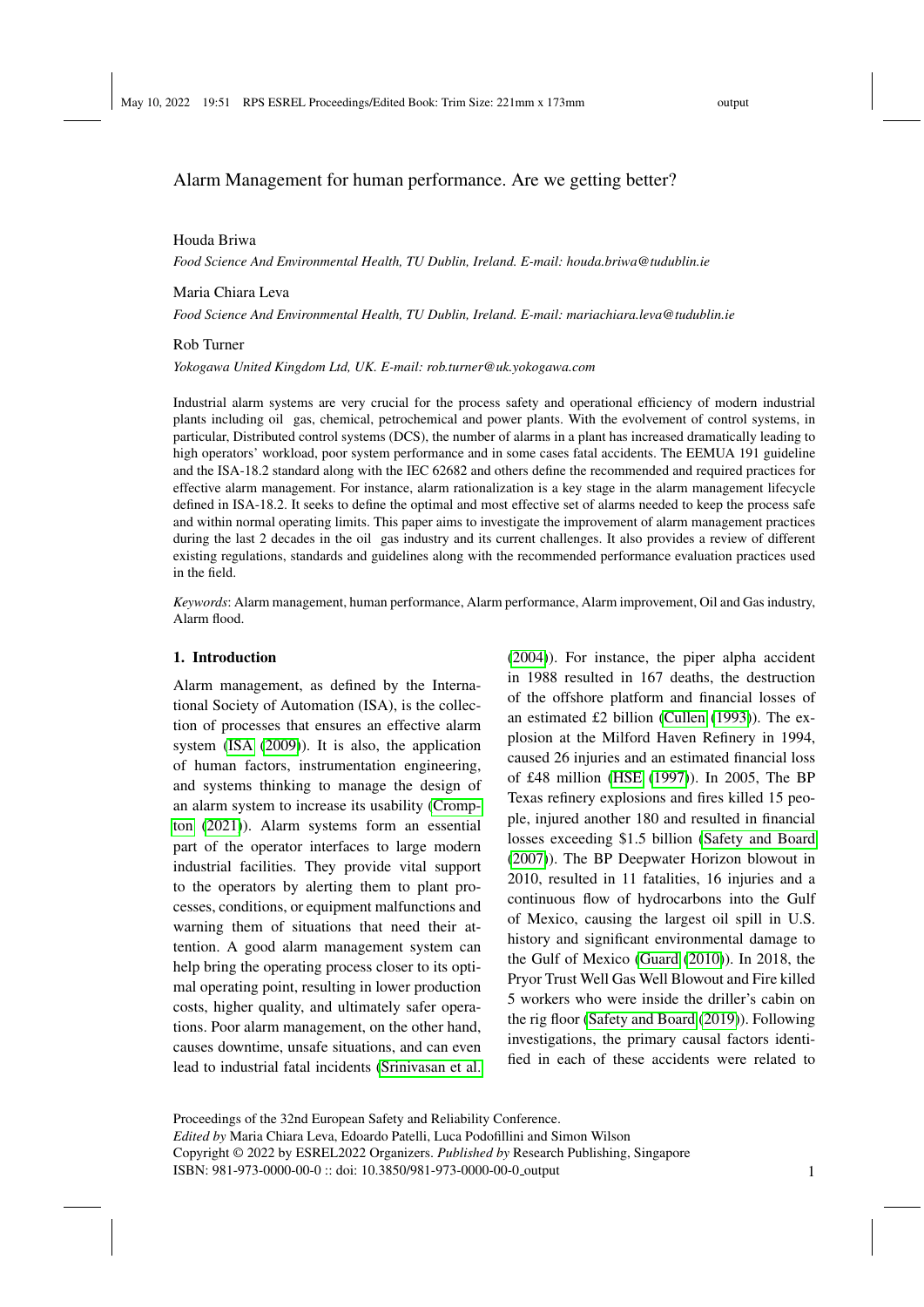# Alarm Management for human performance. Are we getting better?

Houda Briwa

*Food Science And Environmental Health, TU Dublin, Ireland. E-mail: houda.briwa@tudublin.ie*

Maria Chiara Leva

*Food Science And Environmental Health, TU Dublin, Ireland. E-mail: mariachiara.leva@tudublin.ie*

Rob Turner

*Yokogawa United Kingdom Ltd, UK. E-mail: rob.turner@uk.yokogawa.com*

Industrial alarm systems are very crucial for the process safety and operational efficiency of modern industrial plants including oil gas, chemical, petrochemical and power plants. With the evolvement of control systems, in particular, Distributed control systems (DCS), the number of alarms in a plant has increased dramatically leading to high operators' workload, poor system performance and in some cases fatal accidents. The EEMUA 191 guideline and the ISA-18.2 standard along with the IEC 62682 and others define the recommended and required practices for effective alarm management. For instance, alarm rationalization is a key stage in the alarm management lifecycle defined in ISA-18.2. It seeks to define the optimal and most effective set of alarms needed to keep the process safe and within normal operating limits. This paper aims to investigate the improvement of alarm management practices during the last 2 decades in the oil gas industry and its current challenges. It also provides a review of different existing regulations, standards and guidelines along with the recommended performance evaluation practices used in the field.

*Keywords*: Alarm management, human performance, Alarm performance, Alarm improvement, Oil and Gas industry, Alarm flood.

## 1. Introduction

Alarm management, as defined by the International Society of Automation (ISA), is the collection of processes that ensures an effective alarm system (ISA (2009)). It is also, the application of human factors, instrumentation engineering, and systems thinking to manage the design of an alarm system to increase its usability (Crompton (2021)). Alarm systems form an essential part of the operator interfaces to large modern industrial facilities. They provide vital support to the operators by alerting them to plant processes, conditions, or equipment malfunctions and warning them of situations that need their attention. A good alarm management system can help bring the operating process closer to its optimal operating point, resulting in lower production costs, higher quality, and ultimately safer operations. Poor alarm management, on the other hand, causes downtime, unsafe situations, and can even lead to industrial fatal incidents (Srinivasan et al. (2004)). For instance, the piper alpha accident in 1988 resulted in 167 deaths, the destruction of the offshore platform and financial losses of an estimated £2 billion (Cullen (1993)). The explosion at the Milford Haven Refinery in 1994, caused 26 injuries and an estimated financial loss of £48 million (HSE (1997)). In 2005, The BP Texas refinery explosions and fires killed 15 people, injured another 180 and resulted in financial losses exceeding $1.5 billion (Safety and Board (2007)). The BP Deepwater Horizon blowout in 2010, resulted in 11 fatalities, 16 injuries and a continuous flow of hydrocarbons into the Gulf of Mexico, causing the largest oil spill in U.S. history and significant environmental damage to the Gulf of Mexico (Guard (2010)). In 2018, the Pryor Trust Well Gas Well Blowout and Fire killed 5 workers who were inside the driller's cabin on the rig floor (Safety and Board (2019)). Following investigations, the primary causal factors identified in each of these accidents were related to

Proceedings of the 32nd European Safety and Reliability Conference.
*Edited by* Maria Chiara Leva, Edoardo Patelli, Luca Podofillini and Simon Wilson
Copyright © 2022 by ESREL2022 Organizers. *Published by* Research Publishing, Singapore
ISBN: 981-973-0000-00-0 :: doi: 10.3850/981-973-0000-00-0_output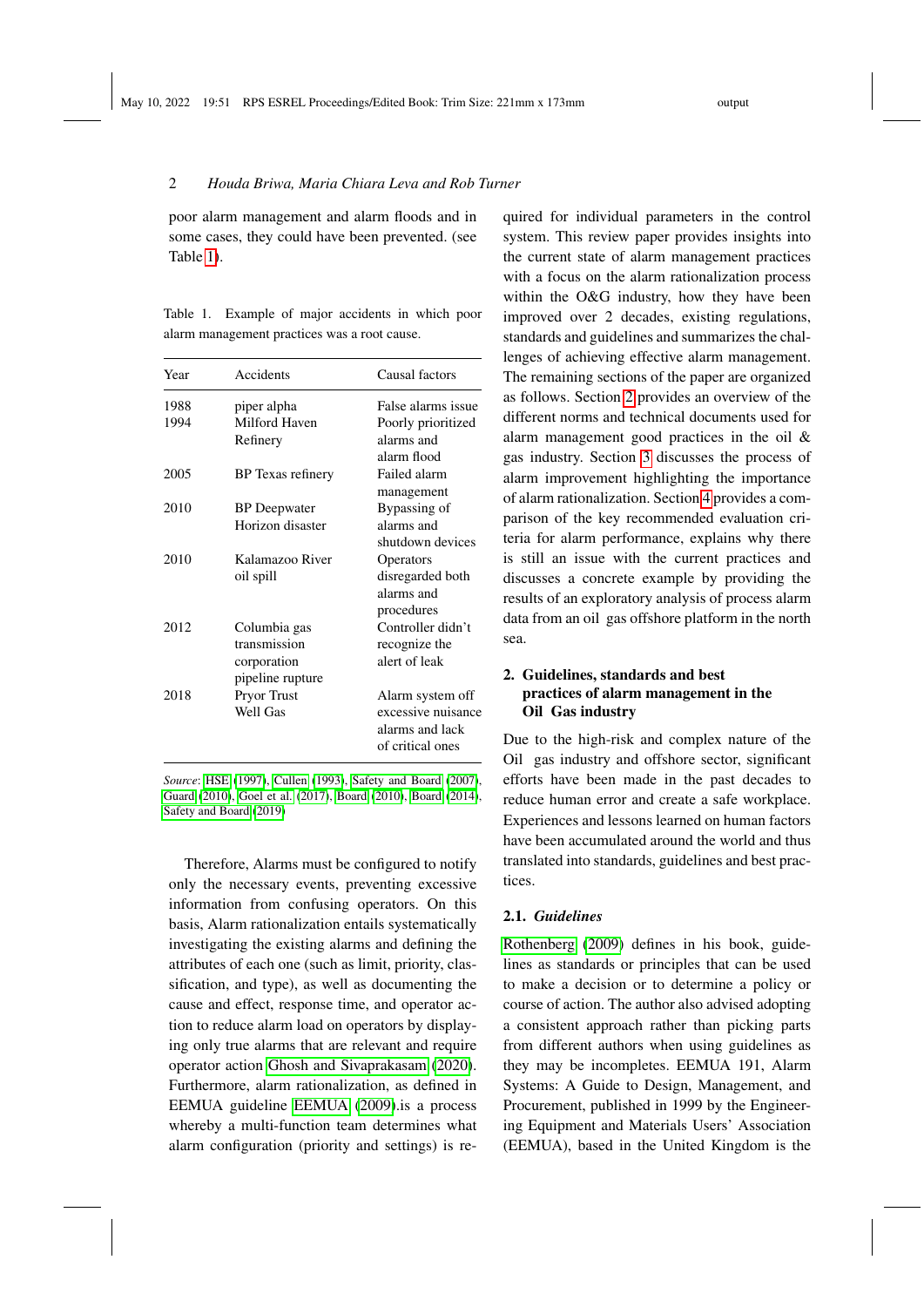poor alarm management and alarm floods and in some cases, they could have been prevented. (see Table 1).

Table 1. Example of major accidents in which poor alarm management practices was a root cause.

| Year | Accidents | Causal factors |
|---|---|---|
| 1988 | piper alpha | False alarms issue |
| 1994 | Milford Haven Refinery | Poorly prioritized alarms and alarm flood |
| 2005 | BP Texas refinery | Failed alarm management |
| 2010 | BP Deepwater Horizon disaster | Bypassing of alarms and shutdown devices |
| 2010 | Kalamazoo River oil spill | Operators disregarded both alarms and procedures |
| 2012 | Columbia gas transmission corporation pipeline rupture | Controller didn't recognize the alert of leak |
| 2018 | Pryor Trust Well Gas | Alarm system off excessive nuisance alarms and lack of critical ones |

*Source*: HSE (1997), Cullen (1993), Safety and Board (2007), Guard (2010), Goel et al. (2017), Board (2010), Board (2014), Safety and Board (2019)

Therefore, Alarms must be configured to notify only the necessary events, preventing excessive information from confusing operators. On this basis, Alarm rationalization entails systematically investigating the existing alarms and defining the attributes of each one (such as limit, priority, classification, and type), as well as documenting the cause and effect, response time, and operator action to reduce alarm load on operators by displaying only true alarms that are relevant and require operator action Ghosh and Sivaprakasam (2020). Furthermore, alarm rationalization, as defined in EEMUA guideline EEMUA (2009).is a process whereby a multi-function team determines what alarm configuration (priority and settings) is required for individual parameters in the control system. This review paper provides insights into the current state of alarm management practices with a focus on the alarm rationalization process within the O&G industry, how they have been improved over 2 decades, existing regulations, standards and guidelines and summarizes the challenges of achieving effective alarm management. The remaining sections of the paper are organized as follows. Section 2 provides an overview of the different norms and technical documents used for alarm management good practices in the oil & gas industry. Section 3 discusses the process of alarm improvement highlighting the importance of alarm rationalization. Section 4 provides a comparison of the key recommended evaluation criteria for alarm performance, explains why there is still an issue with the current practices and discusses a concrete example by providing the results of an exploratory analysis of process alarm data from an oil gas offshore platform in the north sea.

## 2. Guidelines, standards and best practices of alarm management in the Oil Gas industry

Due to the high-risk and complex nature of the Oil gas industry and offshore sector, significant efforts have been made in the past decades to reduce human error and create a safe workplace. Experiences and lessons learned on human factors have been accumulated around the world and thus translated into standards, guidelines and best practices.

### 2.1. *Guidelines*

Rothenberg (2009) defines in his book, guidelines as standards or principles that can be used to make a decision or to determine a policy or course of action. The author also advised adopting a consistent approach rather than picking parts from different authors when using guidelines as they may be incompletes. EEMUA 191, Alarm Systems: A Guide to Design, Management, and Procurement, published in 1999 by the Engineering Equipment and Materials Users' Association (EEMUA), based in the United Kingdom is the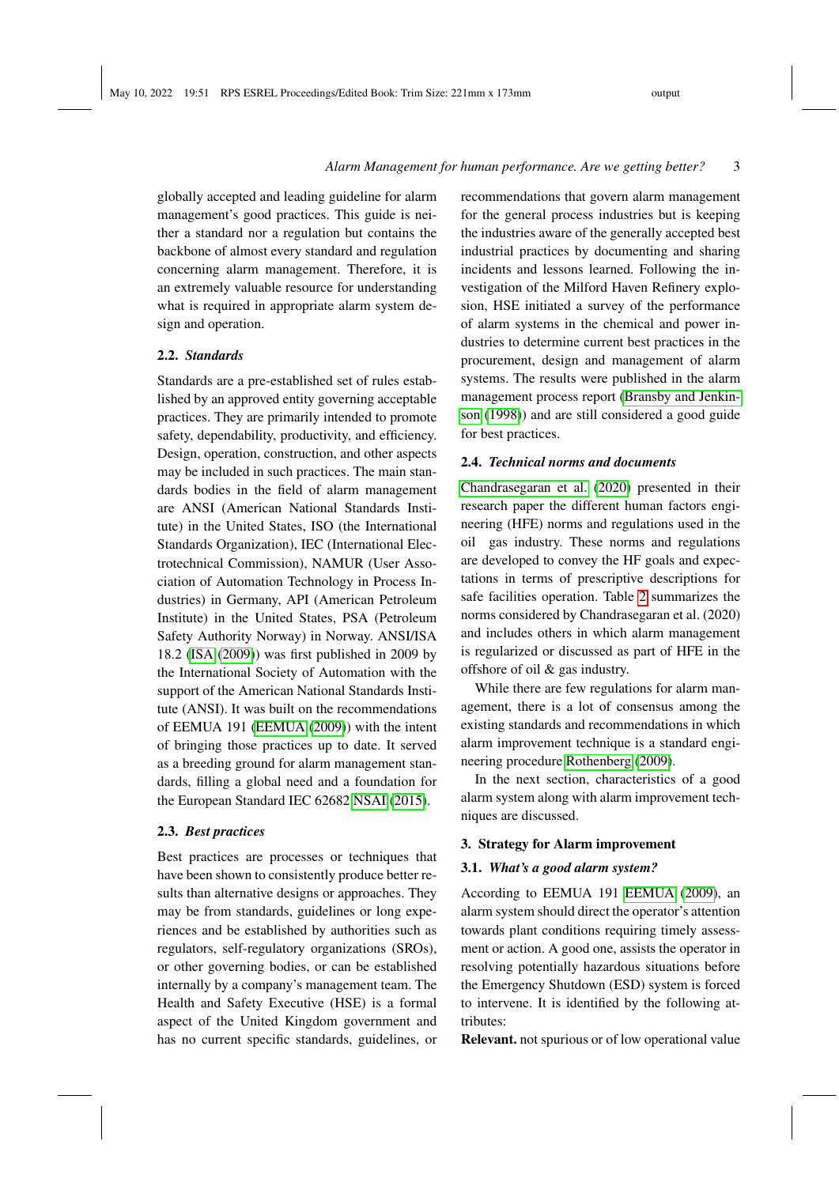globally accepted and leading guideline for alarm management's good practices. This guide is neither a standard nor a regulation but contains the backbone of almost every standard and regulation concerning alarm management. Therefore, it is an extremely valuable resource for understanding what is required in appropriate alarm system design and operation.

### 2.2. *Standards*

Standards are a pre-established set of rules established by an approved entity governing acceptable practices. They are primarily intended to promote safety, dependability, productivity, and efficiency. Design, operation, construction, and other aspects may be included in such practices. The main standards bodies in the field of alarm management are ANSI (American National Standards Institute) in the United States, ISO (the International Standards Organization), IEC (International Electrotechnical Commission), NAMUR (User Association of Automation Technology in Process Industries) in Germany, API (American Petroleum Institute) in the United States, PSA (Petroleum Safety Authority Norway) in Norway. ANSI/ISA 18.2 (ISA (2009)) was first published in 2009 by the International Society of Automation with the support of the American National Standards Institute (ANSI). It was built on the recommendations of EEMUA 191 (EEMUA (2009)) with the intent of bringing those practices up to date. It served as a breeding ground for alarm management standards, filling a global need and a foundation for the European Standard IEC 62682 NSAI (2015).

### 2.3. *Best practices*

Best practices are processes or techniques that have been shown to consistently produce better results than alternative designs or approaches. They may be from standards, guidelines or long experiences and be established by authorities such as regulators, self-regulatory organizations (SROs), or other governing bodies, or can be established internally by a company's management team. The Health and Safety Executive (HSE) is a formal aspect of the United Kingdom government and has no current specific standards, guidelines, or recommendations that govern alarm management for the general process industries but is keeping the industries aware of the generally accepted best industrial practices by documenting and sharing incidents and lessons learned. Following the investigation of the Milford Haven Refinery explosion, HSE initiated a survey of the performance of alarm systems in the chemical and power industries to determine current best practices in the procurement, design and management of alarm systems. The results were published in the alarm management process report (Bransby and Jenkinson (1998)) and are still considered a good guide for best practices.

### 2.4. *Technical norms and documents*

Chandrasegaran et al. (2020) presented in their research paper the different human factors engineering (HFE) norms and regulations used in the oil gas industry. These norms and regulations are developed to convey the HF goals and expectations in terms of prescriptive descriptions for safe facilities operation. Table 2 summarizes the norms considered by Chandrasegaran et al. (2020) and includes others in which alarm management is regularized or discussed as part of HFE in the offshore of oil & gas industry.

While there are few regulations for alarm management, there is a lot of consensus among the existing standards and recommendations in which alarm improvement technique is a standard engineering procedure Rothenberg (2009).

In the next section, characteristics of a good alarm system along with alarm improvement techniques are discussed.

## 3. Strategy for Alarm improvement

### 3.1. *What's a good alarm system?*

According to EEMUA 191 EEMUA (2009), an alarm system should direct the operator's attention towards plant conditions requiring timely assessment or action. A good one, assists the operator in resolving potentially hazardous situations before the Emergency Shutdown (ESD) system is forced to intervene. It is identified by the following attributes:

**Relevant.** not spurious or of low operational value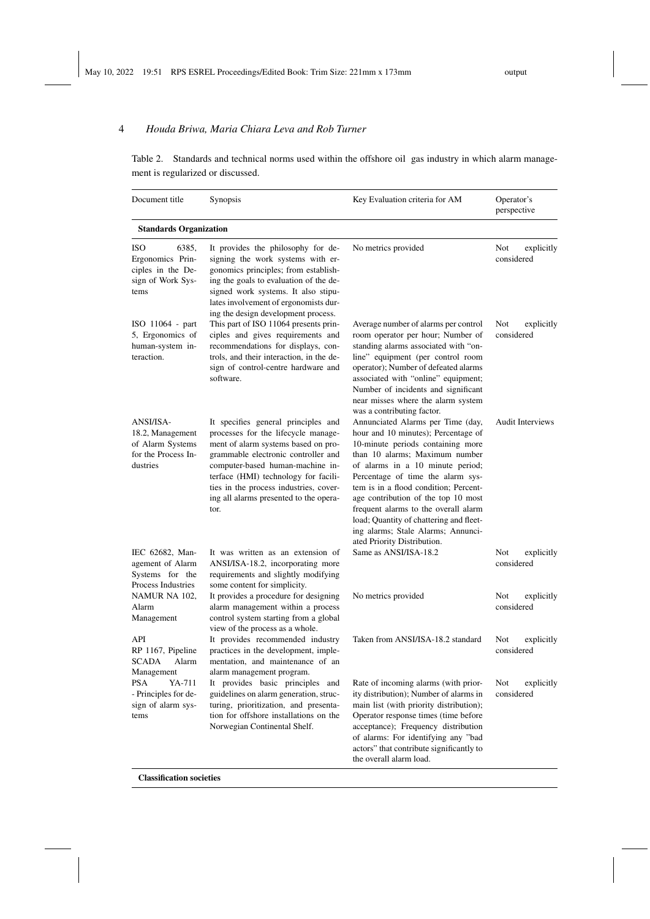Table 2. Standards and technical norms used within the offshore oil gas industry in which alarm management is regularized or discussed.

| Document title | Synopsis | Key Evaluation criteria for AM | Operator's perspective |
|---|---|---|---|
| **Standards Organization** | | | |
| ISO 6385, Ergonomics Principles in the Design of Work Systems | It provides the philosophy for designing the work systems with ergonomics principles; from establishing the goals to evaluation of the designed work systems. It also stipulates involvement of ergonomists during the design development process. | No metrics provided | Not explicitly considered |
| ISO 11064 - part 5, Ergonomics of human-system interaction. | This part of ISO 11064 presents principles and gives requirements and recommendations for displays, controls, and their interaction, in the design of control-centre hardware and software. | Average number of alarms per control room operator per hour; Number of standing alarms associated with "on-line" equipment (per control room operator); Number of defeated alarms associated with "online" equipment; Number of incidents and significant near misses where the alarm system was a contributing factor. | Not explicitly considered |
| ANSI/ISA-18.2, Management of Alarm Systems for the Process Industries | It specifies general principles and processes for the lifecycle management of alarm systems based on programmable electronic controller and computer-based human-machine interface (HMI) technology for facilities in the process industries, covering all alarms presented to the operator. | Annunciated Alarms per Time (day, hour and 10 minutes); Percentage of 10-minute periods containing more than 10 alarms; Maximum number of alarms in a 10 minute period; Percentage of time the alarm system is in a flood condition; Percentage contribution of the top 10 most frequent alarms to the overall alarm load; Quantity of chattering and fleeting alarms; Stale Alarms; Annunciated Priority Distribution. | Audit Interviews |
| IEC 62682, Management of Alarm Systems for the Process Industries | It was written as an extension of ANSI/ISA-18.2, incorporating more requirements and slightly modifying some content for simplicity. | Same as ANSI/ISA-18.2 | Not explicitly considered |
| NAMUR NA 102, Alarm Management | It provides a procedure for designing alarm management within a process control system starting from a global view of the process as a whole. | No metrics provided | Not explicitly considered |
| API RP 1167, Pipeline SCADA Alarm Management | It provides recommended industry practices in the development, implementation, and maintenance of an alarm management program. | Taken from ANSI/ISA-18.2 standard | Not explicitly considered |
| PSA YA-711 - Principles for design of alarm systems | It provides basic principles and guidelines on alarm generation, structuring, prioritizing, and presentation for offshore installations on the Norwegian Continental Shelf. | Rate of incoming alarms (with priority distribution); Number of alarms in main list (with priority distribution); Operator response times (time before acceptance); Frequency distribution of alarms: For identifying any "bad actors" that contribute significantly to the overall alarm load. | Not explicitly considered |
| **Classification societies** | | | |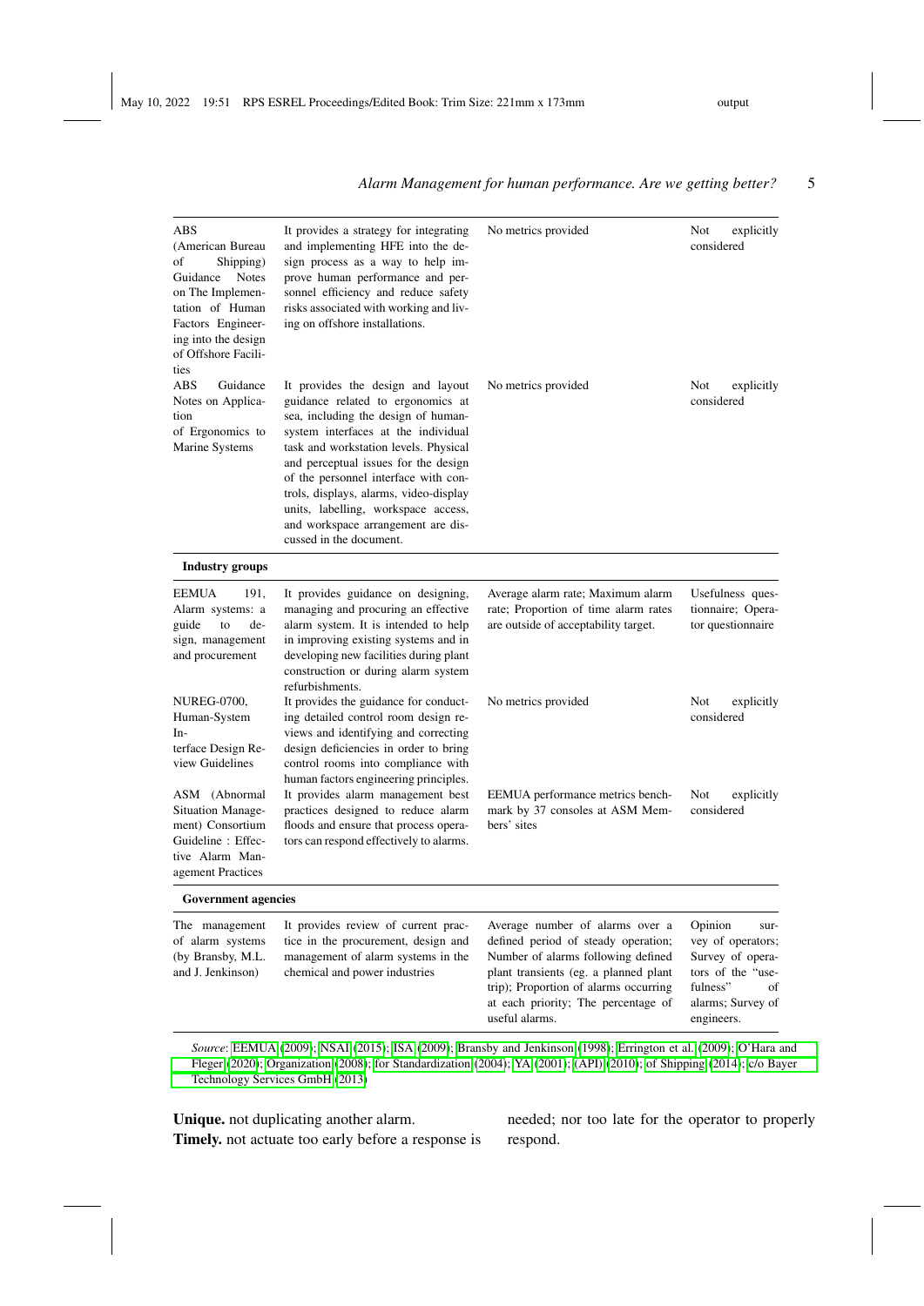| | | | |
|---|---|---|---|
| ABS (American Bureau of Shipping) Guidance Notes on The Implementation of Human Factors Engineering into the design of Offshore Facilities | It provides a strategy for integrating and implementing HFE into the design process as a way to help improve human performance and personnel efficiency and reduce safety risks associated with working and living on offshore installations. | No metrics provided | Not explicitly considered |
| ABS Guidance Notes on Application of Ergonomics to Marine Systems | It provides the design and layout guidance related to ergonomics at sea, including the design of human-system interfaces at the individual task and workstation levels. Physical and perceptual issues for the design of the personnel interface with controls, displays, alarms, video-display units, labelling, workspace access, and workspace arrangement are discussed in the document. | No metrics provided | Not explicitly considered |
| **Industry groups** | | | |
| EEMUA 191, Alarm systems: a guide to design, management and procurement | It provides guidance on designing, managing and procuring an effective alarm system. It is intended to help in improving existing systems and in developing new facilities during plant construction or during alarm system refurbishments. | Average alarm rate; Maximum alarm rate; Proportion of time alarm rates are outside of acceptability target. | Usefulness questionnaire; Operator questionnaire |
| NUREG-0700, Human-System Interface Design Review Guidelines | It provides the guidance for conducting detailed control room design reviews and identifying and correcting design deficiencies in order to bring control rooms into compliance with human factors engineering principles. | No metrics provided | Not explicitly considered |
| ASM (Abnormal Situation Management) Consortium Guideline : Effective Alarm Management Practices | It provides alarm management best practices designed to reduce alarm floods and ensure that process operators can respond effectively to alarms. | EEMUA performance metrics benchmark by 37 consoles at ASM Members' sites | Not explicitly considered |
| **Government agencies** | | | |
| The management of alarm systems (by Bransby, M.L. and J. Jenkinson) | It provides review of current practice in the procurement, design and management of alarm systems in the chemical and power industries | Average number of alarms over a defined period of steady operation; Number of alarms following defined plant transients (eg. a planned plant trip); Proportion of alarms occurring at each priority; The percentage of useful alarms. | Opinion survey of operators; Survey of operators of the "usefulness" of alarms; Survey of engineers. |

*Source*: EEMUA (2009); NSAI (2015); ISA (2009); Bransby and Jenkinson (1998); Errington et al. (2009); O'Hara and Fleger (2020); Organization (2008); for Standardization (2004); YA (2001); (API) (2010); of Shipping (2014); c/o Bayer Technology Services GmbH (2013)

**Unique.** not duplicating another alarm.

**Timely.** not actuate too early before a response is needed; nor too late for the operator to properly respond.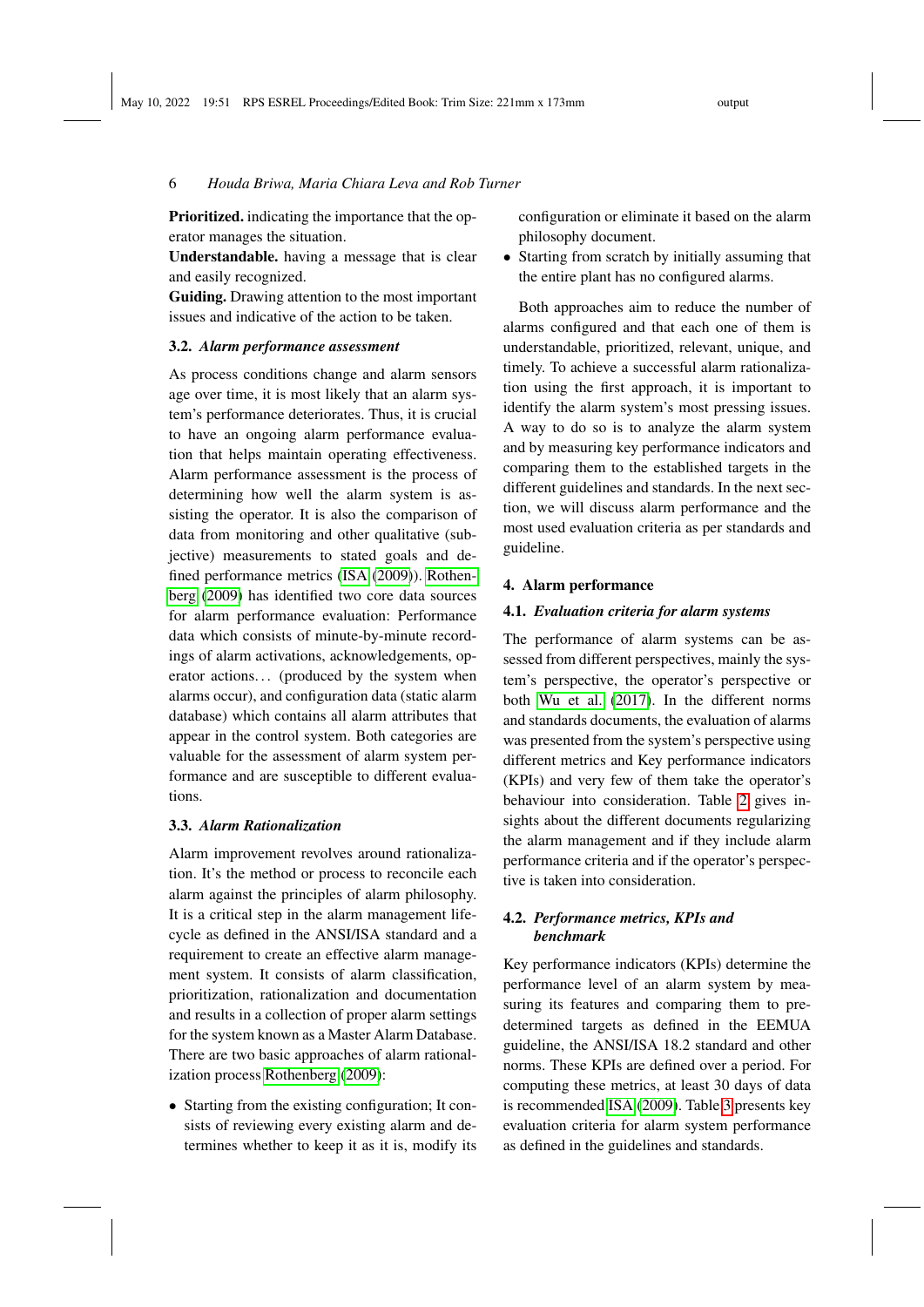**Prioritized.** indicating the importance that the operator manages the situation.

**Understandable.** having a message that is clear and easily recognized.

**Guiding.** Drawing attention to the most important issues and indicative of the action to be taken.

### 3.2. *Alarm performance assessment*

As process conditions change and alarm sensors age over time, it is most likely that an alarm system's performance deteriorates. Thus, it is crucial to have an ongoing alarm performance evaluation that helps maintain operating effectiveness. Alarm performance assessment is the process of determining how well the alarm system is assisting the operator. It is also the comparison of data from monitoring and other qualitative (subjective) measurements to stated goals and defined performance metrics (ISA (2009)). Rothenberg (2009) has identified two core data sources for alarm performance evaluation: Performance data which consists of minute-by-minute recordings of alarm activations, acknowledgements, operator actions… (produced by the system when alarms occur), and configuration data (static alarm database) which contains all alarm attributes that appear in the control system. Both categories are valuable for the assessment of alarm system performance and are susceptible to different evaluations.

### 3.3. *Alarm Rationalization*

Alarm improvement revolves around rationalization. It's the method or process to reconcile each alarm against the principles of alarm philosophy. It is a critical step in the alarm management lifecycle as defined in the ANSI/ISA standard and a requirement to create an effective alarm management system. It consists of alarm classification, prioritization, rationalization and documentation and results in a collection of proper alarm settings for the system known as a Master Alarm Database. There are two basic approaches of alarm rationalization process Rothenberg (2009):

- Starting from the existing configuration; It consists of reviewing every existing alarm and determines whether to keep it as it is, modify its configuration or eliminate it based on the alarm philosophy document.
- Starting from scratch by initially assuming that the entire plant has no configured alarms.

Both approaches aim to reduce the number of alarms configured and that each one of them is understandable, prioritized, relevant, unique, and timely. To achieve a successful alarm rationalization using the first approach, it is important to identify the alarm system's most pressing issues. A way to do so is to analyze the alarm system and by measuring key performance indicators and comparing them to the established targets in the different guidelines and standards. In the next section, we will discuss alarm performance and the most used evaluation criteria as per standards and guideline.

## 4. Alarm performance

### 4.1. *Evaluation criteria for alarm systems*

The performance of alarm systems can be assessed from different perspectives, mainly the system's perspective, the operator's perspective or both Wu et al. (2017). In the different norms and standards documents, the evaluation of alarms was presented from the system's perspective using different metrics and Key performance indicators (KPIs) and very few of them take the operator's behaviour into consideration. Table 2 gives insights about the different documents regularizing the alarm management and if they include alarm performance criteria and if the operator's perspective is taken into consideration.

### 4.2. *Performance metrics, KPIs and benchmark*

Key performance indicators (KPIs) determine the performance level of an alarm system by measuring its features and comparing them to predetermined targets as defined in the EEMUA guideline, the ANSI/ISA 18.2 standard and other norms. These KPIs are defined over a period. For computing these metrics, at least 30 days of data is recommended ISA (2009). Table 3 presents key evaluation criteria for alarm system performance as defined in the guidelines and standards.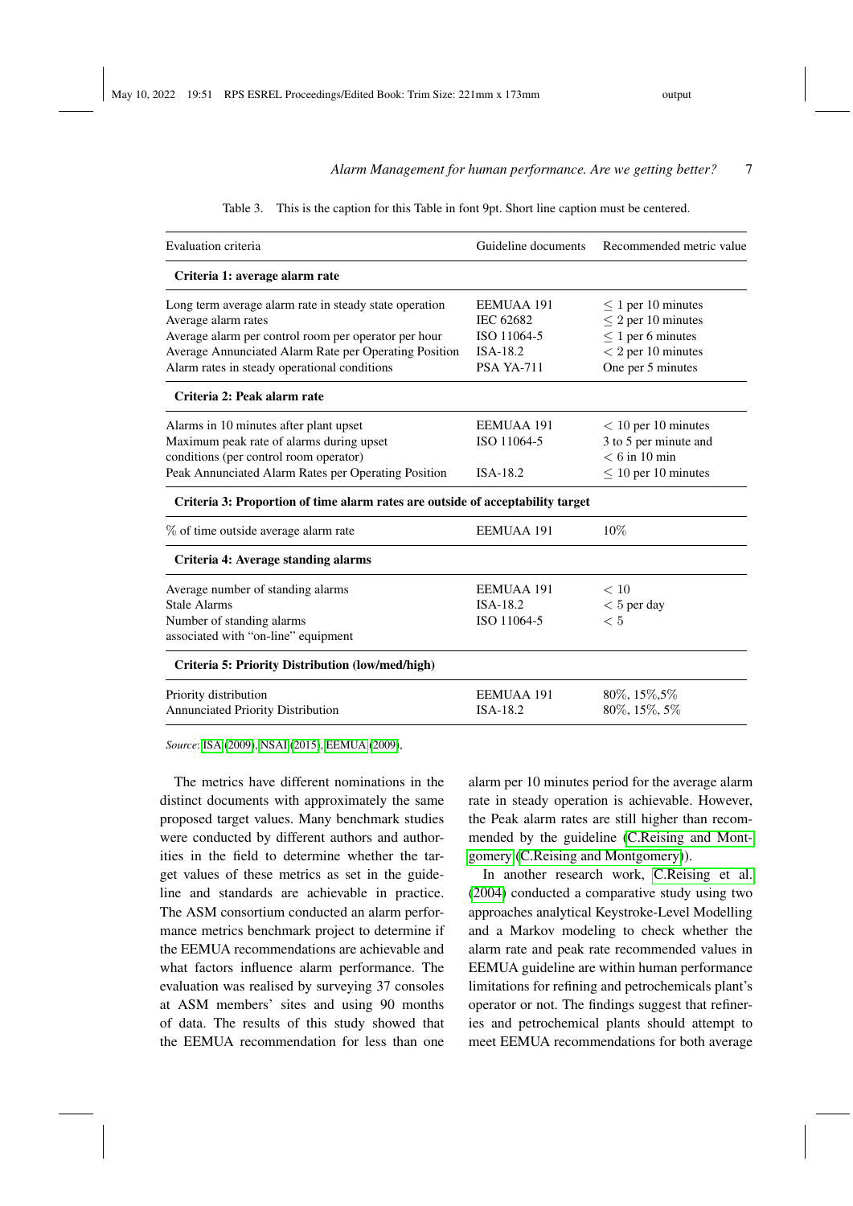Table 3. This is the caption for this Table in font 9pt. Short line caption must be centered.

| Evaluation criteria | Guideline documents | Recommended metric value |
|---|---|---|
| **Criteria 1: average alarm rate** | | |
| Long term average alarm rate in steady state operation | EEMUAA 191 | $\leq$ 1 per 10 minutes |
| Average alarm rates | IEC 62682 | $\leq$ 2 per 10 minutes |
| Average alarm per control room per operator per hour | ISO 11064-5 | $\leq$ 1 per 6 minutes |
| Average Annunciated Alarm Rate per Operating Position | ISA-18.2 | $<$ 2 per 10 minutes |
| Alarm rates in steady operational conditions | PSA YA-711 | One per 5 minutes |
| **Criteria 2: Peak alarm rate** | | |
| Alarms in 10 minutes after plant upset | EEMUAA 191 | $<$ 10 per 10 minutes |
| Maximum peak rate of alarms during upset conditions (per control room operator) | ISO 11064-5 | 3 to 5 per minute and $<$ 6 in 10 min |
| Peak Annunciated Alarm Rates per Operating Position | ISA-18.2 | $\leq$ 10 per 10 minutes |
| **Criteria 3: Proportion of time alarm rates are outside of acceptability target** | | |
| % of time outside average alarm rate | EEMUAA 191 | 10% |
| **Criteria 4: Average standing alarms** | | |
| Average number of standing alarms | EEMUAA 191 | $<$ 10 |
| Stale Alarms | ISA-18.2 | $<$ 5 per day |
| Number of standing alarms associated with "on-line" equipment | ISO 11064-5 | $<$ 5 |
| **Criteria 5: Priority Distribution (low/med/high)** | | |
| Priority distribution | EEMUAA 191 | 80%, 15%,5% |
| Annunciated Priority Distribution | ISA-18.2 | 80%, 15%, 5% |

*Source*: ISA (2009), NSAI (2015), EEMUA (2009).

The metrics have different nominations in the distinct documents with approximately the same proposed target values. Many benchmark studies were conducted by different authors and authorities in the field to determine whether the target values of these metrics as set in the guideline and standards are achievable in practice. The ASM consortium conducted an alarm performance metrics benchmark project to determine if the EEMUA recommendations are achievable and what factors influence alarm performance. The evaluation was realised by surveying 37 consoles at ASM members' sites and using 90 months of data. The results of this study showed that the EEMUA recommendation for less than one alarm per 10 minutes period for the average alarm rate in steady operation is achievable. However, the Peak alarm rates are still higher than recommended by the guideline (C.Reising and Montgomery (C.Reising and Montgomery)).

In another research work, C.Reising et al. (2004) conducted a comparative study using two approaches analytical Keystroke-Level Modelling and a Markov modeling to check whether the alarm rate and peak rate recommended values in EEMUA guideline are within human performance limitations for refining and petrochemicals plant's operator or not. The findings suggest that refineries and petrochemical plants should attempt to meet EEMUA recommendations for both average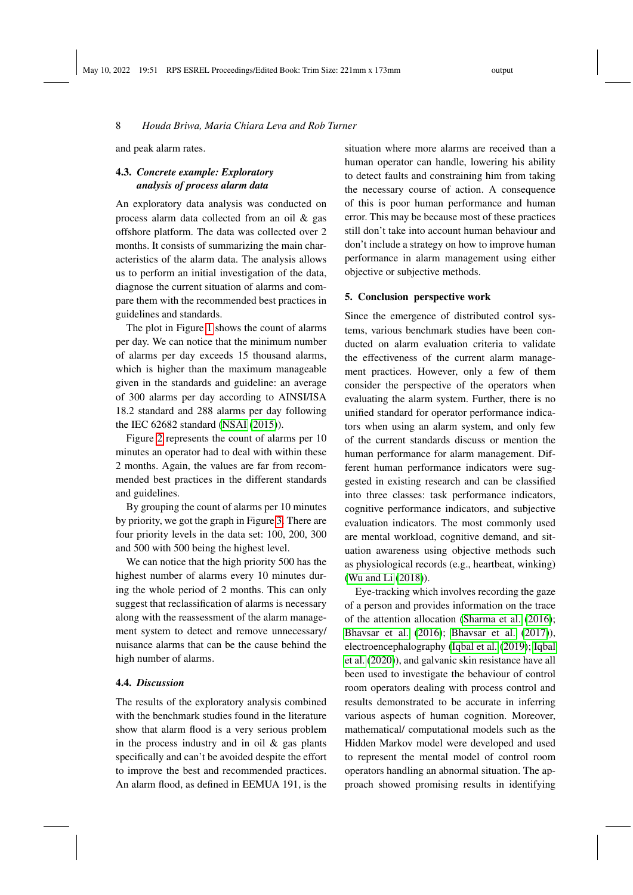and peak alarm rates.

### 4.3. *Concrete example: Exploratory analysis of process alarm data*

An exploratory data analysis was conducted on process alarm data collected from an oil & gas offshore platform. The data was collected over 2 months. It consists of summarizing the main characteristics of the alarm data. The analysis allows us to perform an initial investigation of the data, diagnose the current situation of alarms and compare them with the recommended best practices in guidelines and standards.

The plot in Figure 1 shows the count of alarms per day. We can notice that the minimum number of alarms per day exceeds 15 thousand alarms, which is higher than the maximum manageable given in the standards and guideline: an average of 300 alarms per day according to AINSI/ISA 18.2 standard and 288 alarms per day following the IEC 62682 standard (NSAI (2015)).

Figure 2 represents the count of alarms per 10 minutes an operator had to deal with within these 2 months. Again, the values are far from recommended best practices in the different standards and guidelines.

By grouping the count of alarms per 10 minutes by priority, we got the graph in Figure 3. There are four priority levels in the data set: 100, 200, 300 and 500 with 500 being the highest level.

We can notice that the high priority 500 has the highest number of alarms every 10 minutes during the whole period of 2 months. This can only suggest that reclassification of alarms is necessary along with the reassessment of the alarm management system to detect and remove unnecessary/ nuisance alarms that can be the cause behind the high number of alarms.

### 4.4. *Discussion*

The results of the exploratory analysis combined with the benchmark studies found in the literature show that alarm flood is a very serious problem in the process industry and in oil & gas plants specifically and can't be avoided despite the effort to improve the best and recommended practices. An alarm flood, as defined in EEMUA 191, is the situation where more alarms are received than a human operator can handle, lowering his ability to detect faults and constraining him from taking the necessary course of action. A consequence of this is poor human performance and human error. This may be because most of these practices still don't take into account human behaviour and don't include a strategy on how to improve human performance in alarm management using either objective or subjective methods.

## 5. Conclusion perspective work

Since the emergence of distributed control systems, various benchmark studies have been conducted on alarm evaluation criteria to validate the effectiveness of the current alarm management practices. However, only a few of them consider the perspective of the operators when evaluating the alarm system. Further, there is no unified standard for operator performance indicators when using an alarm system, and only few of the current standards discuss or mention the human performance for alarm management. Different human performance indicators were suggested in existing research and can be classified into three classes: task performance indicators, cognitive performance indicators, and subjective evaluation indicators. The most commonly used are mental workload, cognitive demand, and situation awareness using objective methods such as physiological records (e.g., heartbeat, winking) (Wu and Li (2018)).

Eye-tracking which involves recording the gaze of a person and provides information on the trace of the attention allocation (Sharma et al. (2016); Bhavsar et al. (2016); Bhavsar et al. (2017)), electroencephalography (Iqbal et al. (2019); Iqbal et al. (2020)), and galvanic skin resistance have all been used to investigate the behaviour of control room operators dealing with process control and results demonstrated to be accurate in inferring various aspects of human cognition. Moreover, mathematical/ computational models such as the Hidden Markov model were developed and used to represent the mental model of control room operators handling an abnormal situation. The approach showed promising results in identifying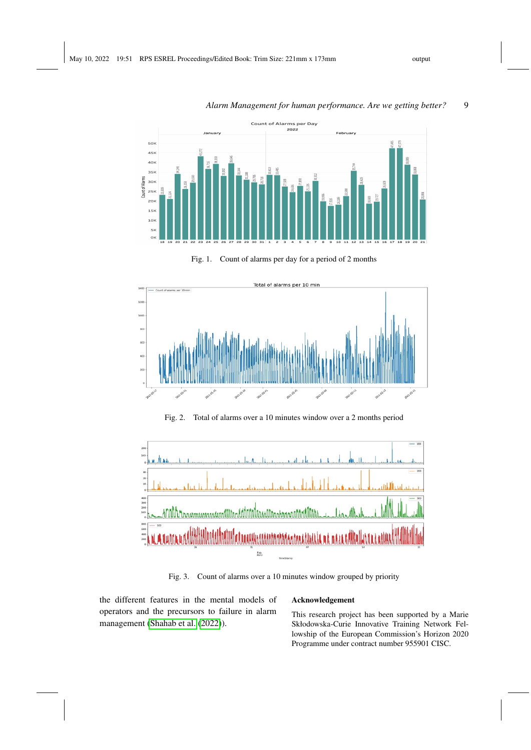Fig. 1. Count of alarms per day for a period of 2 months

Fig. 2. Total of alarms over a 10 minutes window over a 2 months period

Fig. 3. Count of alarms over a 10 minutes window grouped by priority

the different features in the mental models of operators and the precursors to failure in alarm management (Shahab et al. (2022)).

## Acknowledgement

This research project has been supported by a Marie Skłodowska-Curie Innovative Training Network Fellowship of the European Commission's Horizon 2020 Programme under contract number 955901 CISC.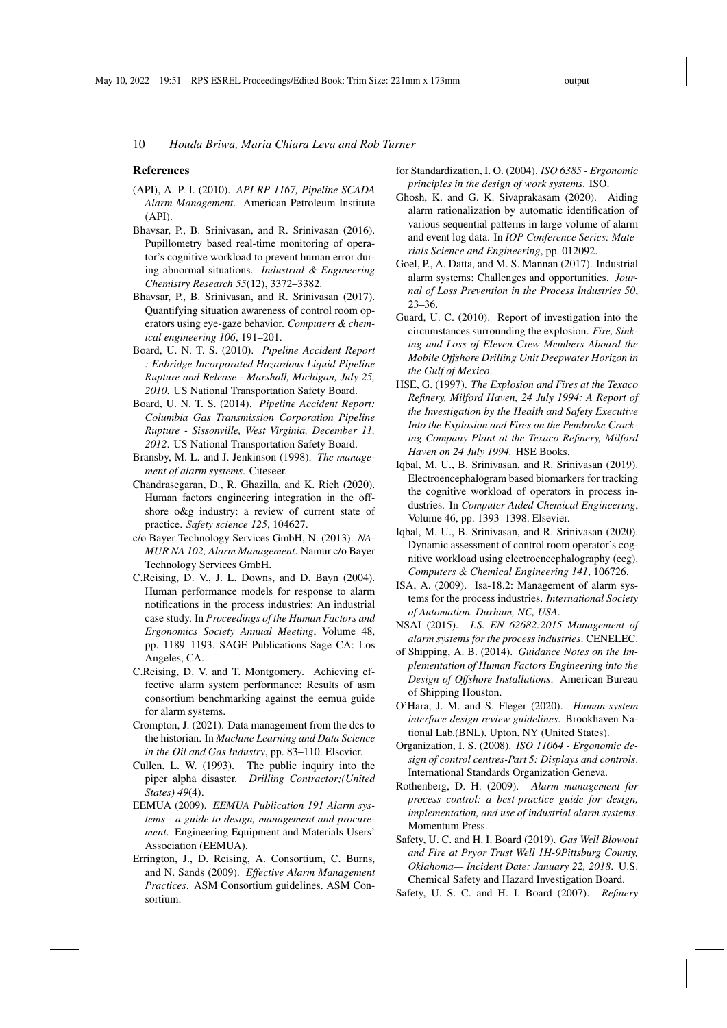## References

(API), A. P. I. (2010). *API RP 1167, Pipeline SCADA Alarm Management*. American Petroleum Institute (API).

Bhavsar, P., B. Srinivasan, and R. Srinivasan (2016). Pupillometry based real-time monitoring of operator's cognitive workload to prevent human error during abnormal situations. *Industrial & Engineering Chemistry Research 55*(12), 3372–3382.

Bhavsar, P., B. Srinivasan, and R. Srinivasan (2017). Quantifying situation awareness of control room operators using eye-gaze behavior. *Computers & chemical engineering 106*, 191–201.

Board, U. N. T. S. (2010). *Pipeline Accident Report : Enbridge Incorporated Hazardous Liquid Pipeline Rupture and Release - Marshall, Michigan, July 25, 2010*. US National Transportation Safety Board.

Board, U. N. T. S. (2014). *Pipeline Accident Report: Columbia Gas Transmission Corporation Pipeline Rupture - Sissonville, West Virginia, December 11, 2012*. US National Transportation Safety Board.

Bransby, M. L. and J. Jenkinson (1998). *The management of alarm systems*. Citeseer.

Chandrasegaran, D., R. Ghazilla, and K. Rich (2020). Human factors engineering integration in the offshore o&g industry: a review of current state of practice. *Safety science 125*, 104627.

c/o Bayer Technology Services GmbH, N. (2013). *NAMUR NA 102, Alarm Management*. Namur c/o Bayer Technology Services GmbH.

C.Reising, D. V., J. L. Downs, and D. Bayn (2004). Human performance models for response to alarm notifications in the process industries: An industrial case study. In *Proceedings of the Human Factors and Ergonomics Society Annual Meeting*, Volume 48, pp. 1189–1193. SAGE Publications Sage CA: Los Angeles, CA.

C.Reising, D. V. and T. Montgomery. Achieving effective alarm system performance: Results of asm consortium benchmarking against the eemua guide for alarm systems.

Crompton, J. (2021). Data management from the dcs to the historian. In *Machine Learning and Data Science in the Oil and Gas Industry*, pp. 83–110. Elsevier.

Cullen, L. W. (1993). The public inquiry into the piper alpha disaster. *Drilling Contractor;(United States) 49*(4).

EEMUA (2009). *EEMUA Publication 191 Alarm systems - a guide to design, management and procurement*. Engineering Equipment and Materials Users' Association (EEMUA).

Errington, J., D. Reising, A. Consortium, C. Burns, and N. Sands (2009). *Effective Alarm Management Practices*. ASM Consortium guidelines. ASM Consortium.

for Standardization, I. O. (2004). *ISO 6385 - Ergonomic principles in the design of work systems*. ISO.

Ghosh, K. and G. K. Sivaprakasam (2020). Aiding alarm rationalization by automatic identification of various sequential patterns in large volume of alarm and event log data. In *IOP Conference Series: Materials Science and Engineering*, pp. 012092.

Goel, P., A. Datta, and M. S. Mannan (2017). Industrial alarm systems: Challenges and opportunities. *Journal of Loss Prevention in the Process Industries 50*, 23–36.

Guard, U. C. (2010). Report of investigation into the circumstances surrounding the explosion. *Fire, Sinking and Loss of Eleven Crew Members Aboard the Mobile Offshore Drilling Unit Deepwater Horizon in the Gulf of Mexico*.

HSE, G. (1997). *The Explosion and Fires at the Texaco Refinery, Milford Haven, 24 July 1994: A Report of the Investigation by the Health and Safety Executive Into the Explosion and Fires on the Pembroke Cracking Company Plant at the Texaco Refinery, Milford Haven on 24 July 1994.* HSE Books.

Iqbal, M. U., B. Srinivasan, and R. Srinivasan (2019). Electroencephalogram based biomarkers for tracking the cognitive workload of operators in process industries. In *Computer Aided Chemical Engineering*, Volume 46, pp. 1393–1398. Elsevier.

Iqbal, M. U., B. Srinivasan, and R. Srinivasan (2020). Dynamic assessment of control room operator's cognitive workload using electroencephalography (eeg). *Computers & Chemical Engineering 141*, 106726.

ISA, A. (2009). Isa-18.2: Management of alarm systems for the process industries. *International Society of Automation. Durham, NC, USA*.

NSAI (2015). *I.S. EN 62682:2015 Management of alarm systems for the process industries*. CENELEC.

of Shipping, A. B. (2014). *Guidance Notes on the Implementation of Human Factors Engineering into the Design of Offshore Installations*. American Bureau of Shipping Houston.

O'Hara, J. M. and S. Fleger (2020). *Human-system interface design review guidelines*. Brookhaven National Lab.(BNL), Upton, NY (United States).

Organization, I. S. (2008). *ISO 11064 - Ergonomic design of control centres-Part 5: Displays and controls*. International Standards Organization Geneva.

Rothenberg, D. H. (2009). *Alarm management for process control: a best-practice guide for design, implementation, and use of industrial alarm systems*. Momentum Press.

Safety, U. C. and H. I. Board (2019). *Gas Well Blowout and Fire at Pryor Trust Well 1H-9Pittsburg County, Oklahoma— Incident Date: January 22, 2018*. U.S. Chemical Safety and Hazard Investigation Board.

Safety, U. S. C. and H. I. Board (2007). *Refinery*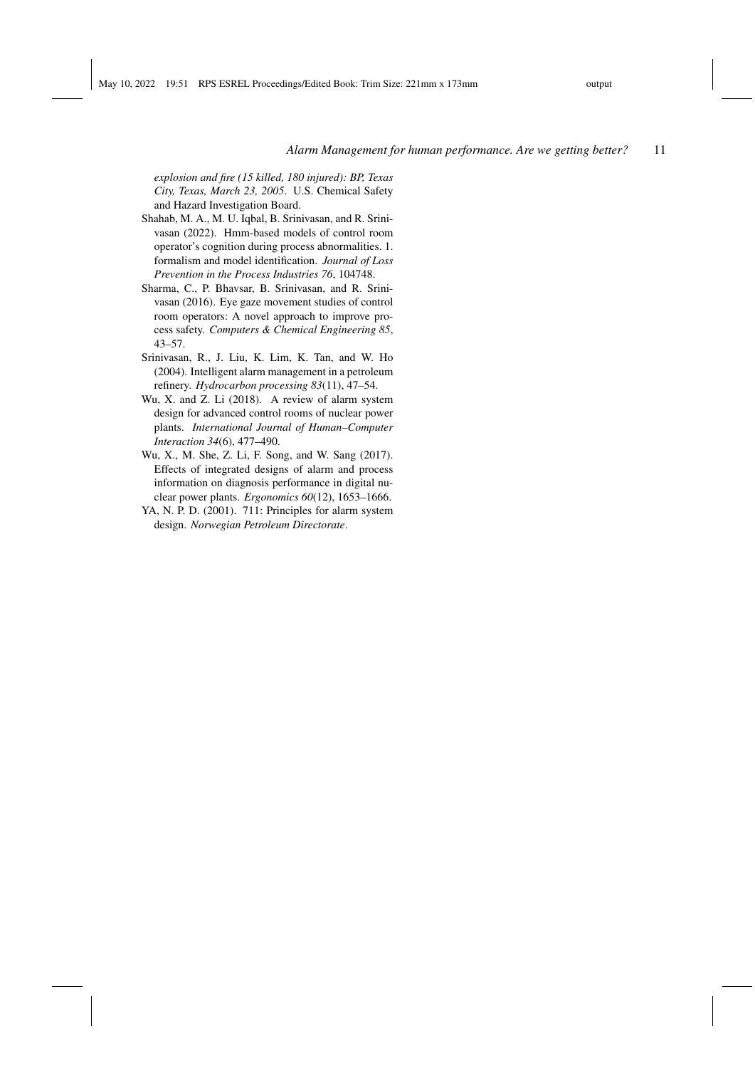*explosion and fire (15 killed, 180 injured): BP, Texas City, Texas, March 23, 2005*. U.S. Chemical Safety and Hazard Investigation Board.

Shahab, M. A., M. U. Iqbal, B. Srinivasan, and R. Srinivasan (2022). Hmm-based models of control room operator's cognition during process abnormalities. 1. formalism and model identification. *Journal of Loss Prevention in the Process Industries 76*, 104748.

Sharma, C., P. Bhavsar, B. Srinivasan, and R. Srinivasan (2016). Eye gaze movement studies of control room operators: A novel approach to improve process safety. *Computers & Chemical Engineering 85*, 43–57.

Srinivasan, R., J. Liu, K. Lim, K. Tan, and W. Ho (2004). Intelligent alarm management in a petroleum refinery. *Hydrocarbon processing 83*(11), 47–54.

Wu, X. and Z. Li (2018). A review of alarm system design for advanced control rooms of nuclear power plants. *International Journal of Human–Computer Interaction 34*(6), 477–490.

Wu, X., M. She, Z. Li, F. Song, and W. Sang (2017). Effects of integrated designs of alarm and process information on diagnosis performance in digital nuclear power plants. *Ergonomics 60*(12), 1653–1666.

YA, N. P. D. (2001). 711: Principles for alarm system design. *Norwegian Petroleum Directorate*.